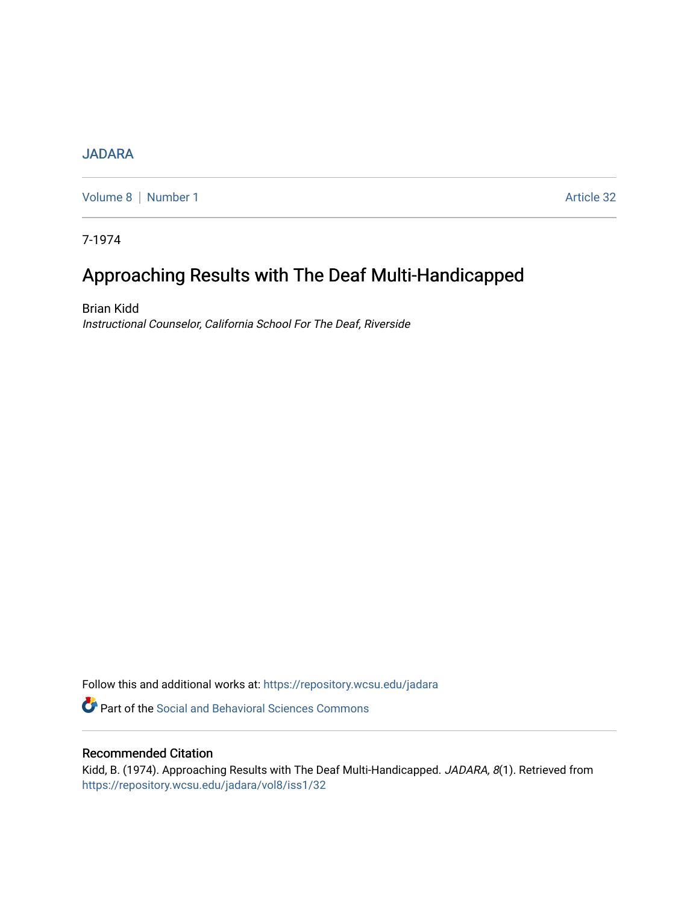JADARA

Volume 8 | Number 1 Article 32

7-1974

# Approaching Results with The Deaf Multi-Handicapped

Brian Kidd
*Instructional Counselor, California School For The Deaf, Riverside*

Follow this and additional works at: https://repository.wcsu.edu/jadara

Part of the Social and Behavioral Sciences Commons

## Recommended Citation

Kidd, B. (1974). Approaching Results with The Deaf Multi-Handicapped. *JADARA, 8*(1). Retrieved from https://repository.wcsu.edu/jadara/vol8/iss1/32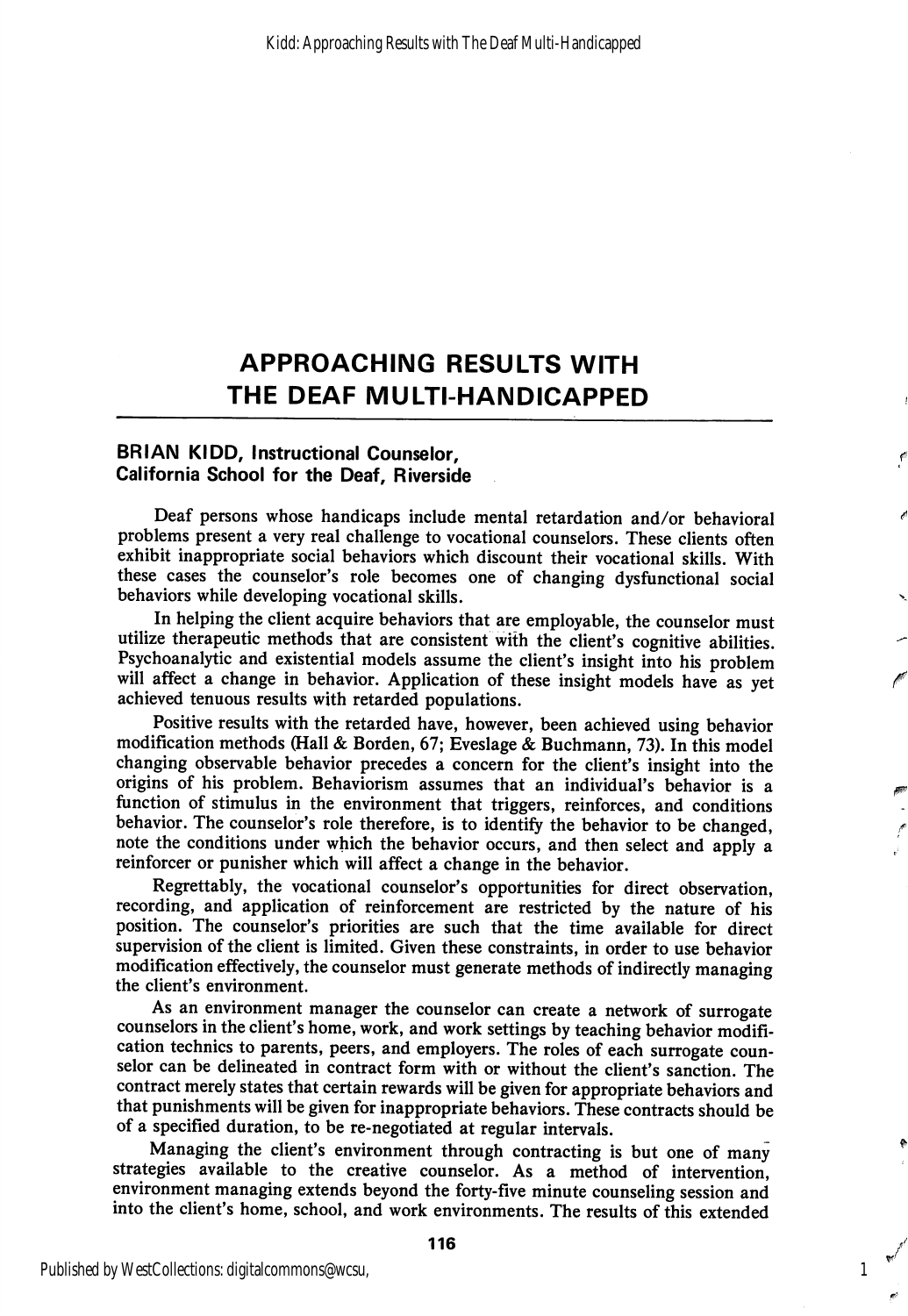# APPROACHING RESULTS WITH THE DEAF MULTI-HANDICAPPED

**BRIAN KIDD, Instructional Counselor, California School for the Deaf, Riverside**

Deaf persons whose handicaps include mental retardation and/or behavioral problems present a very real challenge to vocational counselors. These clients often exhibit inappropriate social behaviors which discount their vocational skills. With these cases the counselor's role becomes one of changing dysfunctional social behaviors while developing vocational skills.

In helping the client acquire behaviors that are employable, the counselor must utilize therapeutic methods that are consistent with the client's cognitive abilities. Psychoanalytic and existential models assume the client's insight into his problem will affect a change in behavior. Application of these insight models have as yet achieved tenuous results with retarded populations.

Positive results with the retarded have, however, been achieved using behavior modification methods (Hall & Borden, 67; Eveslage & Buchmann, 73). In this model changing observable behavior precedes a concern for the client's insight into the origins of his problem. Behaviorism assumes that an individual's behavior is a function of stimulus in the environment that triggers, reinforces, and conditions behavior. The counselor's role therefore, is to identify the behavior to be changed, note the conditions under which the behavior occurs, and then select and apply a reinforcer or punisher which will affect a change in the behavior.

Regrettably, the vocational counselor's opportunities for direct observation, recording, and application of reinforcement are restricted by the nature of his position. The counselor's priorities are such that the time available for direct supervision of the client is limited. Given these constraints, in order to use behavior modification effectively, the counselor must generate methods of indirectly managing the client's environment.

As an environment manager the counselor can create a network of surrogate counselors in the client's home, work, and work settings by teaching behavior modification technics to parents, peers, and employers. The roles of each surrogate counselor can be delineated in contract form with or without the client's sanction. The contract merely states that certain rewards will be given for appropriate behaviors and that punishments will be given for inappropriate behaviors. These contracts should be of a specified duration, to be re-negotiated at regular intervals.

Managing the client's environment through contracting is but one of many strategies available to the creative counselor. As a method of intervention, environment managing extends beyond the forty-five minute counseling session and into the client's home, school, and work environments. The results of this extended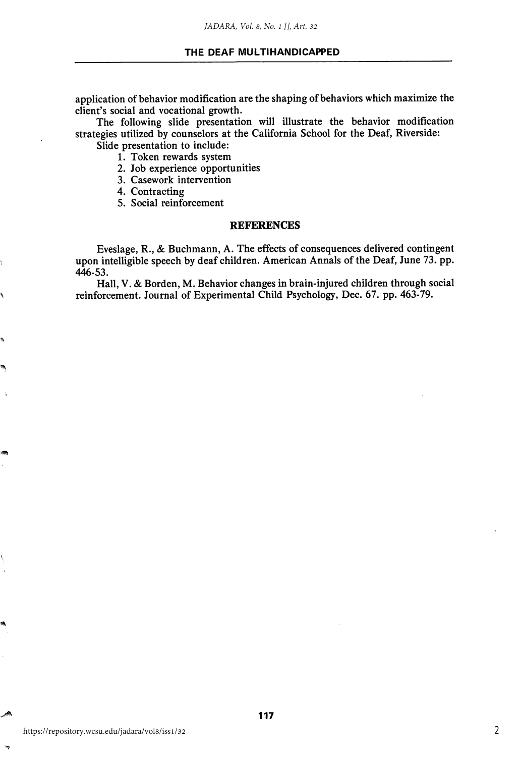application of behavior modification are the shaping of behaviors which maximize the client's social and vocational growth.

The following slide presentation will illustrate the behavior modification strategies utilized by counselors at the California School for the Deaf, Riverside:

Slide presentation to include:

1. Token rewards system
2. Job experience opportunities
3. Casework intervention
4. Contracting
5. Social reinforcement

## REFERENCES

Eveslage, R., & Buchmann, A. The effects of consequences delivered contingent upon intelligible speech by deaf children. American Annals of the Deaf, June 73. pp. 446-53.

Hall, V. & Borden, M. Behavior changes in brain-injured children through social reinforcement. Journal of Experimental Child Psychology, Dec. 67. pp. 463-79.